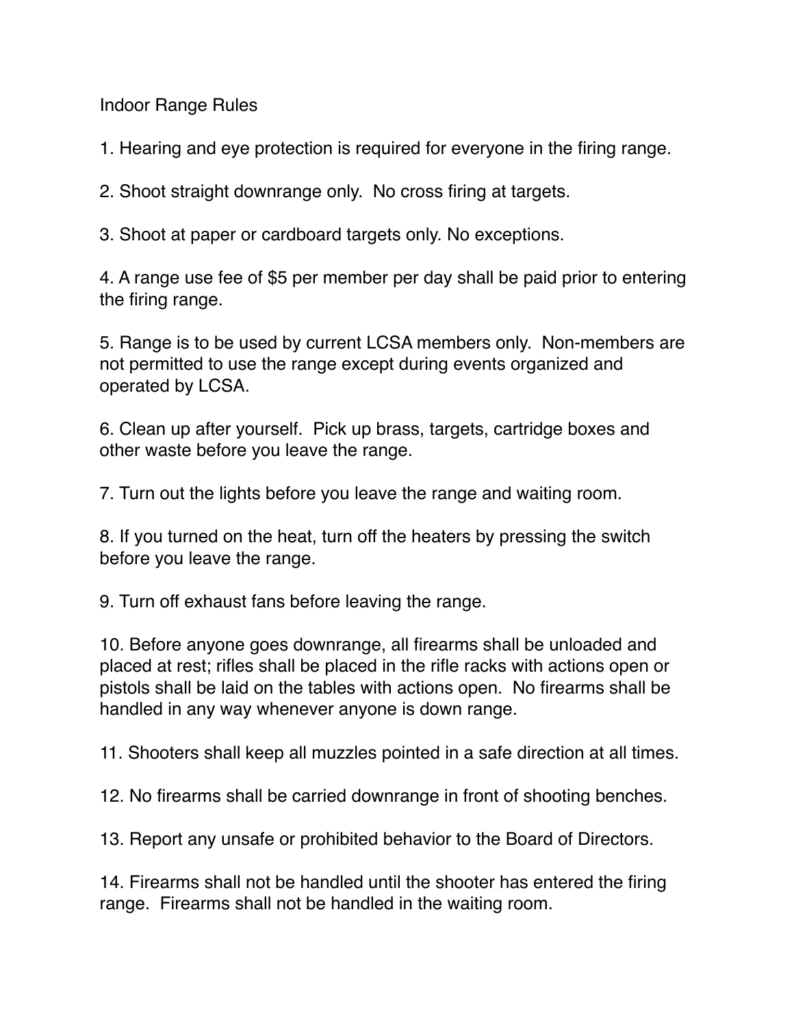# Indoor Range Rules

1. Hearing and eye protection is required for everyone in the firing range.

2. Shoot straight downrange only. No cross firing at targets.

3. Shoot at paper or cardboard targets only. No exceptions.

4. A range use fee of $5 per member per day shall be paid prior to entering the firing range.

5. Range is to be used by current LCSA members only. Non-members are not permitted to use the range except during events organized and operated by LCSA.

6. Clean up after yourself. Pick up brass, targets, cartridge boxes and other waste before you leave the range.

7. Turn out the lights before you leave the range and waiting room.

8. If you turned on the heat, turn off the heaters by pressing the switch before you leave the range.

9. Turn off exhaust fans before leaving the range.

10. Before anyone goes downrange, all firearms shall be unloaded and placed at rest; rifles shall be placed in the rifle racks with actions open or pistols shall be laid on the tables with actions open. No firearms shall be handled in any way whenever anyone is down range.

11. Shooters shall keep all muzzles pointed in a safe direction at all times.

12. No firearms shall be carried downrange in front of shooting benches.

13. Report any unsafe or prohibited behavior to the Board of Directors.

14. Firearms shall not be handled until the shooter has entered the firing range. Firearms shall not be handled in the waiting room.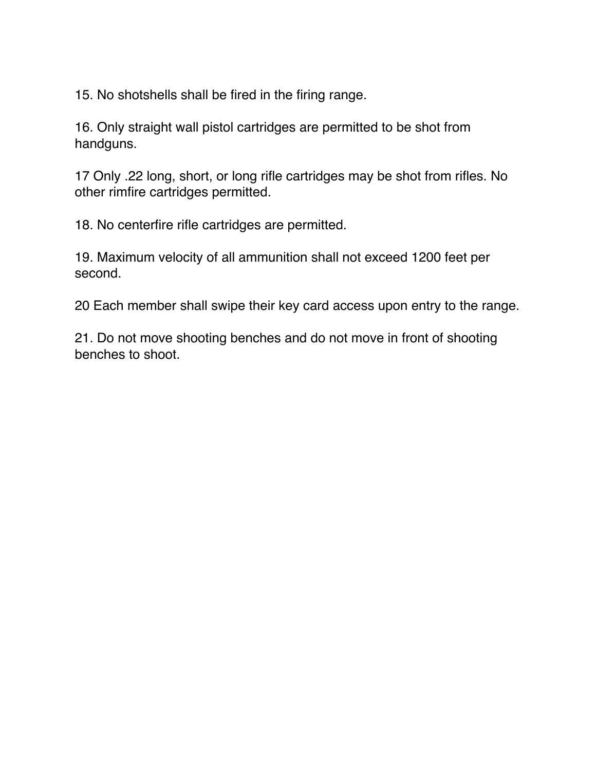15. No shotshells shall be fired in the firing range.

16. Only straight wall pistol cartridges are permitted to be shot from handguns.

17 Only .22 long, short, or long rifle cartridges may be shot from rifles. No other rimfire cartridges permitted.

18. No centerfire rifle cartridges are permitted.

19. Maximum velocity of all ammunition shall not exceed 1200 feet per second.

20 Each member shall swipe their key card access upon entry to the range.

21. Do not move shooting benches and do not move in front of shooting benches to shoot.